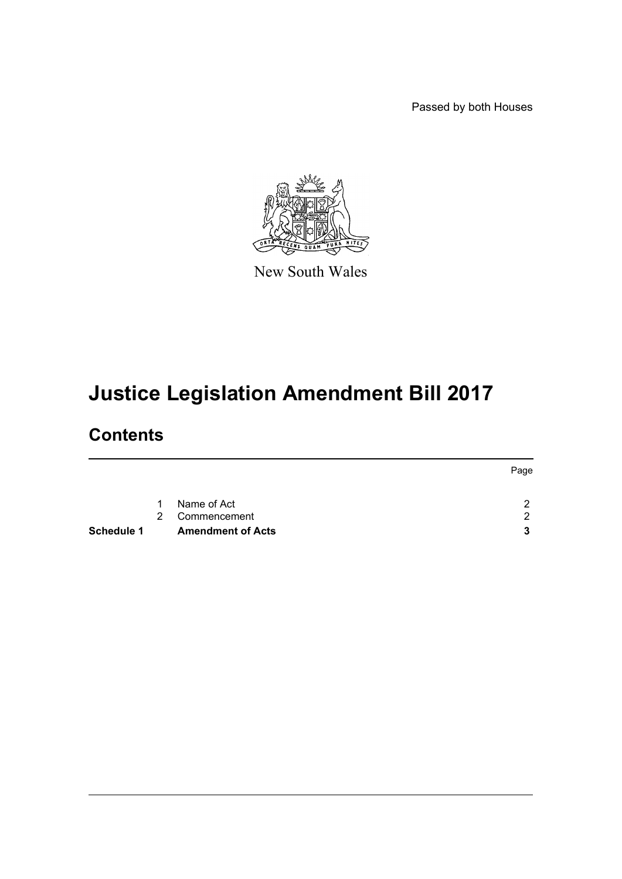Passed by both Houses

New South Wales

# Justice Legislation Amendment Bill 2017

## Contents

| | | | Page |
|---|---|---|---|
| | 1 | Name of Act | 2 |
| | 2 | Commencement | 2 |
| **Schedule 1** | | **Amendment of Acts** | **3** |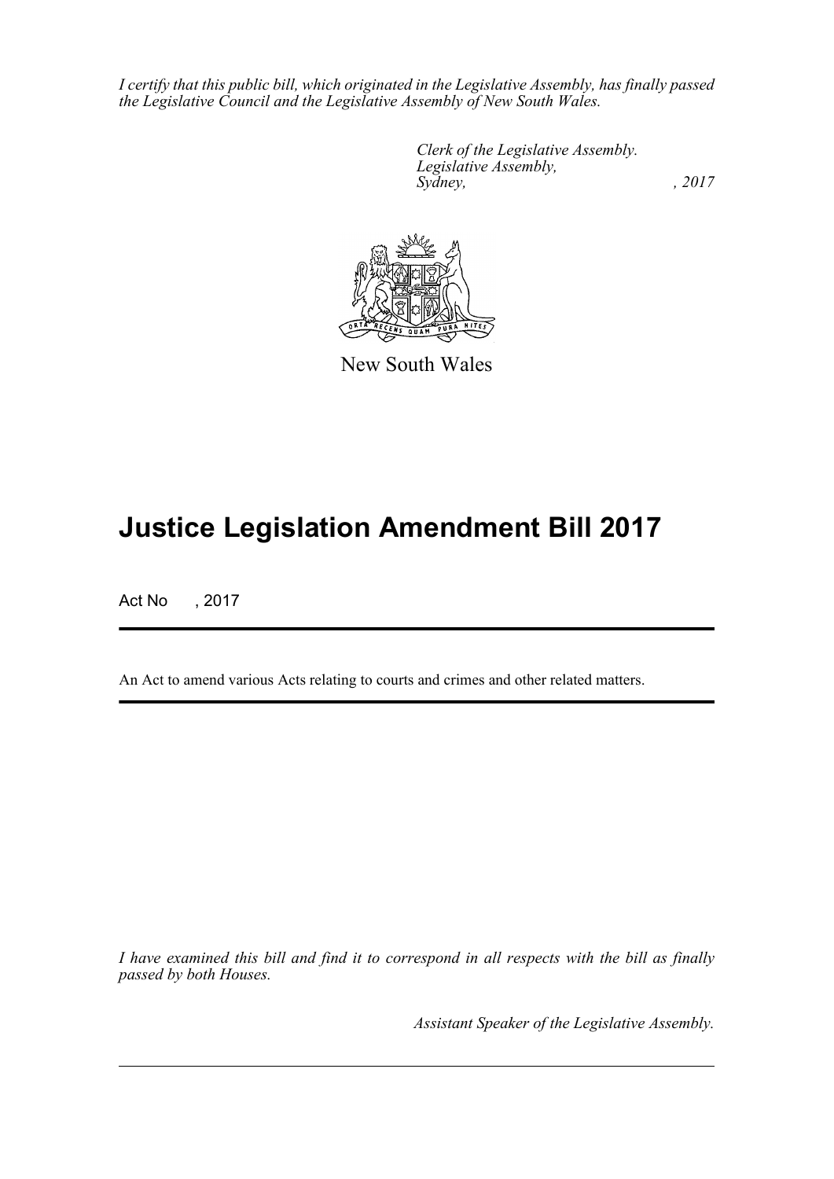*I certify that this public bill, which originated in the Legislative Assembly, has finally passed the Legislative Council and the Legislative Assembly of New South Wales.*

*Clerk of the Legislative Assembly.*
*Legislative Assembly,*
*Sydney, , 2017*

New South Wales

# Justice Legislation Amendment Bill 2017

Act No , 2017

An Act to amend various Acts relating to courts and crimes and other related matters.

*I have examined this bill and find it to correspond in all respects with the bill as finally passed by both Houses.*

*Assistant Speaker of the Legislative Assembly.*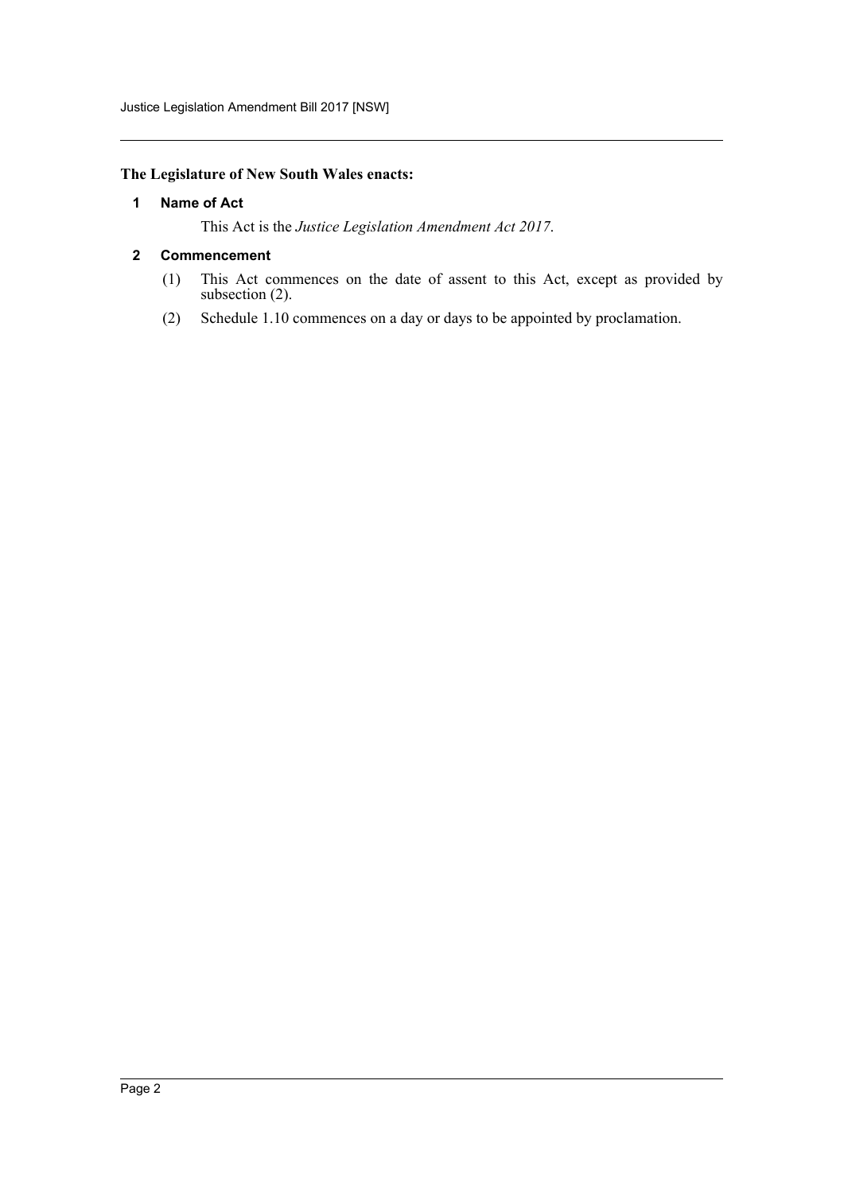**The Legislature of New South Wales enacts:**

### 1 Name of Act

This Act is the *Justice Legislation Amendment Act 2017*.

### 2 Commencement

(1) This Act commences on the date of assent to this Act, except as provided by subsection (2).

(2) Schedule 1.10 commences on a day or days to be appointed by proclamation.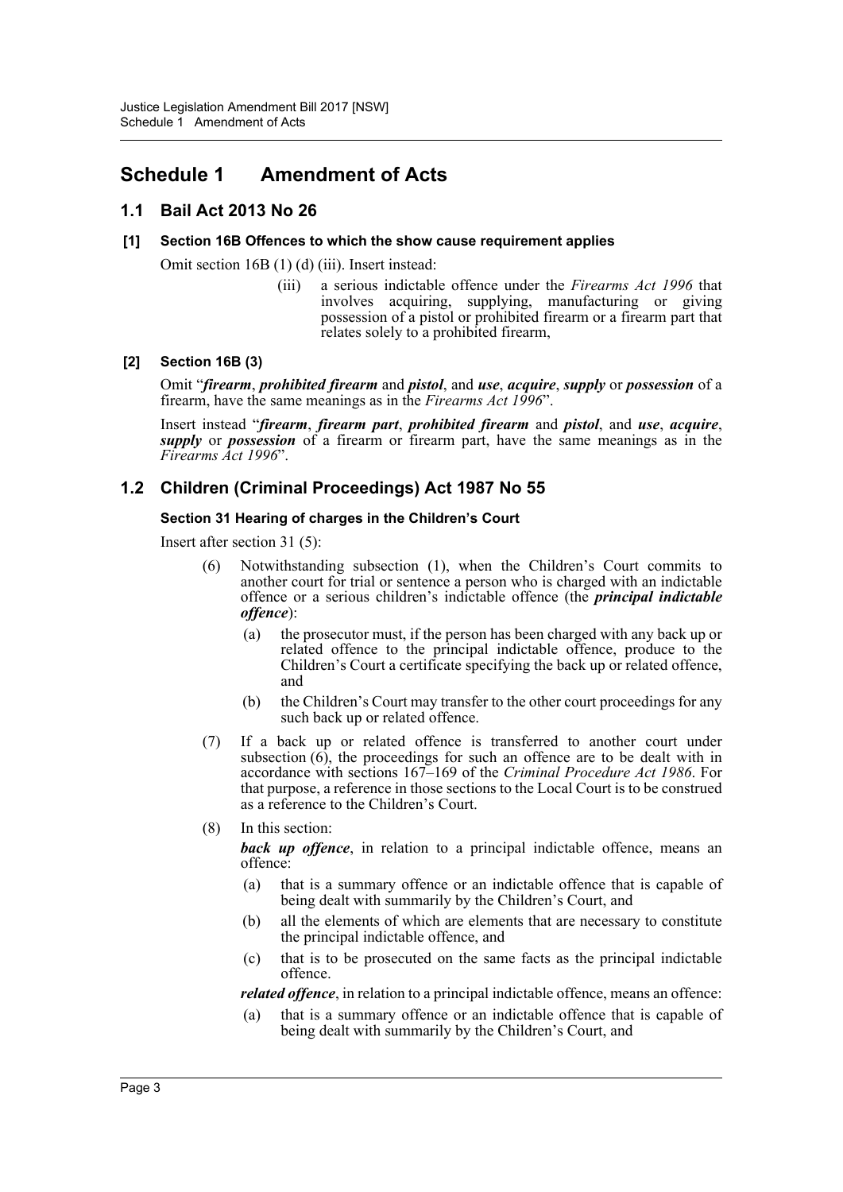# Schedule 1 Amendment of Acts

## 1.1 Bail Act 2013 No 26

### [1] Section 16B Offences to which the show cause requirement applies

Omit section 16B (1) (d) (iii). Insert instead:

> (iii) a serious indictable offence under the *Firearms Act 1996* that involves acquiring, supplying, manufacturing or giving possession of a pistol or prohibited firearm or a firearm part that relates solely to a prohibited firearm,

### [2] Section 16B (3)

Omit "***firearm***, ***prohibited firearm*** and ***pistol***, and ***use***, ***acquire***, ***supply*** or ***possession*** of a firearm, have the same meanings as in the *Firearms Act 1996*".

Insert instead "***firearm***, ***firearm part***, ***prohibited firearm*** and ***pistol***, and ***use***, ***acquire***, ***supply*** or ***possession*** of a firearm or firearm part, have the same meanings as in the *Firearms Act 1996*".

## 1.2 Children (Criminal Proceedings) Act 1987 No 55

### Section 31 Hearing of charges in the Children's Court

Insert after section 31 (5):

> (6) Notwithstanding subsection (1), when the Children's Court commits to another court for trial or sentence a person who is charged with an indictable offence or a serious children's indictable offence (the ***principal indictable offence***):
>
> (a) the prosecutor must, if the person has been charged with any back up or related offence to the principal indictable offence, produce to the Children's Court a certificate specifying the back up or related offence, and
>
> (b) the Children's Court may transfer to the other court proceedings for any such back up or related offence.
>
> (7) If a back up or related offence is transferred to another court under subsection (6), the proceedings for such an offence are to be dealt with in accordance with sections 167–169 of the *Criminal Procedure Act 1986*. For that purpose, a reference in those sections to the Local Court is to be construed as a reference to the Children's Court.
>
> (8) In this section:
>
> ***back up offence***, in relation to a principal indictable offence, means an offence:
>
> (a) that is a summary offence or an indictable offence that is capable of being dealt with summarily by the Children's Court, and
>
> (b) all the elements of which are elements that are necessary to constitute the principal indictable offence, and
>
> (c) that is to be prosecuted on the same facts as the principal indictable offence.
>
> ***related offence***, in relation to a principal indictable offence, means an offence:
>
> (a) that is a summary offence or an indictable offence that is capable of being dealt with summarily by the Children's Court, and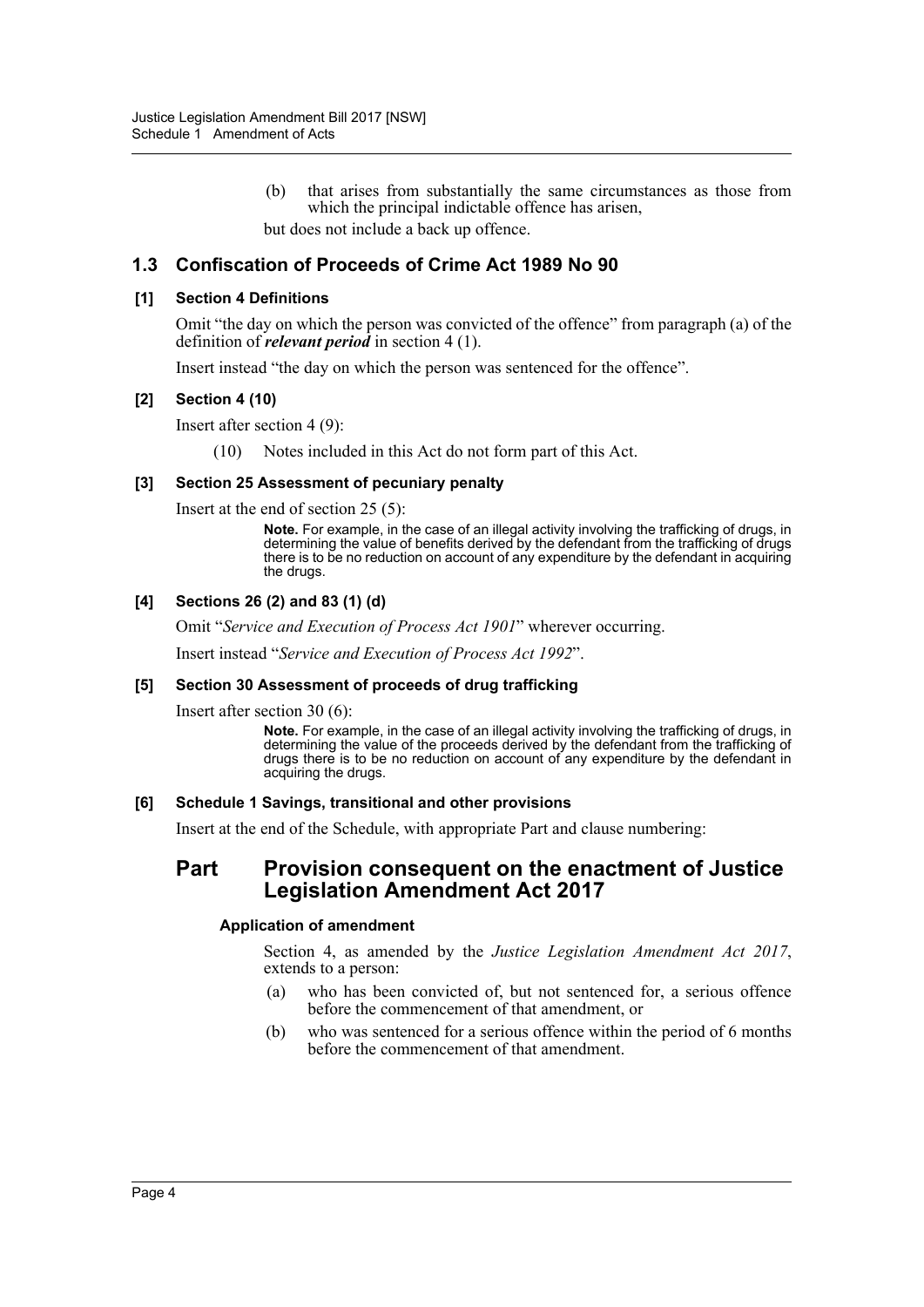(b) that arises from substantially the same circumstances as those from which the principal indictable offence has arisen,

but does not include a back up offence.

## 1.3 Confiscation of Proceeds of Crime Act 1989 No 90

### [1] Section 4 Definitions

Omit "the day on which the person was convicted of the offence" from paragraph (a) of the definition of ***relevant period*** in section 4 (1).

Insert instead "the day on which the person was sentenced for the offence".

### [2] Section 4 (10)

Insert after section 4 (9):

(10) Notes included in this Act do not form part of this Act.

### [3] Section 25 Assessment of pecuniary penalty

Insert at the end of section 25 (5):

**Note.** For example, in the case of an illegal activity involving the trafficking of drugs, in determining the value of benefits derived by the defendant from the trafficking of drugs there is to be no reduction on account of any expenditure by the defendant in acquiring the drugs.

### [4] Sections 26 (2) and 83 (1) (d)

Omit "*Service and Execution of Process Act 1901*" wherever occurring.

Insert instead "*Service and Execution of Process Act 1992*".

### [5] Section 30 Assessment of proceeds of drug trafficking

Insert after section 30 (6):

**Note.** For example, in the case of an illegal activity involving the trafficking of drugs, in determining the value of the proceeds derived by the defendant from the trafficking of drugs there is to be no reduction on account of any expenditure by the defendant in acquiring the drugs.

### [6] Schedule 1 Savings, transitional and other provisions

Insert at the end of the Schedule, with appropriate Part and clause numbering:

## Part Provision consequent on the enactment of Justice Legislation Amendment Act 2017

#### Application of amendment

Section 4, as amended by the *Justice Legislation Amendment Act 2017*, extends to a person:

(a) who has been convicted of, but not sentenced for, a serious offence before the commencement of that amendment, or

(b) who was sentenced for a serious offence within the period of 6 months before the commencement of that amendment.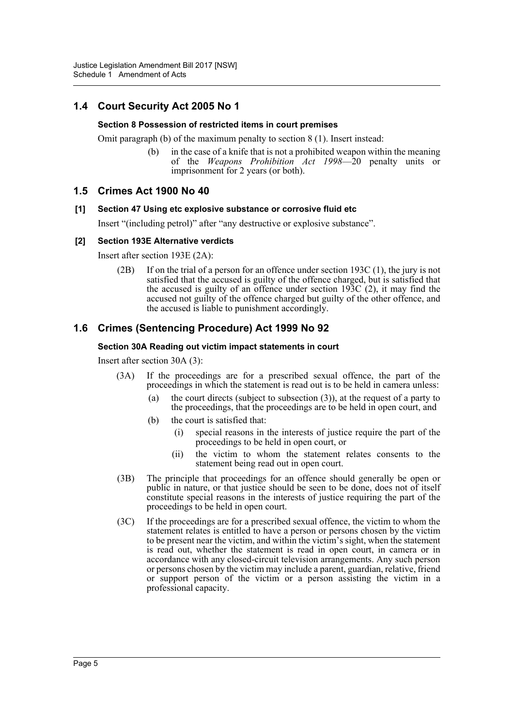## 1.4 Court Security Act 2005 No 1

### Section 8 Possession of restricted items in court premises

Omit paragraph (b) of the maximum penalty to section 8 (1). Insert instead:

> (b) in the case of a knife that is not a prohibited weapon within the meaning of the *Weapons Prohibition Act 1998*—20 penalty units or imprisonment for 2 years (or both).

## 1.5 Crimes Act 1900 No 40

### [1] Section 47 Using etc explosive substance or corrosive fluid etc

Insert "(including petrol)" after "any destructive or explosive substance".

### [2] Section 193E Alternative verdicts

Insert after section 193E (2A):

> (2B) If on the trial of a person for an offence under section 193C (1), the jury is not satisfied that the accused is guilty of the offence charged, but is satisfied that the accused is guilty of an offence under section 193C (2), it may find the accused not guilty of the offence charged but guilty of the other offence, and the accused is liable to punishment accordingly.

## 1.6 Crimes (Sentencing Procedure) Act 1999 No 92

### Section 30A Reading out victim impact statements in court

Insert after section 30A (3):

> (3A) If the proceedings are for a prescribed sexual offence, the part of the proceedings in which the statement is read out is to be held in camera unless:
>
> (a) the court directs (subject to subsection (3)), at the request of a party to the proceedings, that the proceedings are to be held in open court, and
>
> (b) the court is satisfied that:
>
> (i) special reasons in the interests of justice require the part of the proceedings to be held in open court, or
>
> (ii) the victim to whom the statement relates consents to the statement being read out in open court.
>
> (3B) The principle that proceedings for an offence should generally be open or public in nature, or that justice should be seen to be done, does not of itself constitute special reasons in the interests of justice requiring the part of the proceedings to be held in open court.
>
> (3C) If the proceedings are for a prescribed sexual offence, the victim to whom the statement relates is entitled to have a person or persons chosen by the victim to be present near the victim, and within the victim's sight, when the statement is read out, whether the statement is read in open court, in camera or in accordance with any closed-circuit television arrangements. Any such person or persons chosen by the victim may include a parent, guardian, relative, friend or support person of the victim or a person assisting the victim in a professional capacity.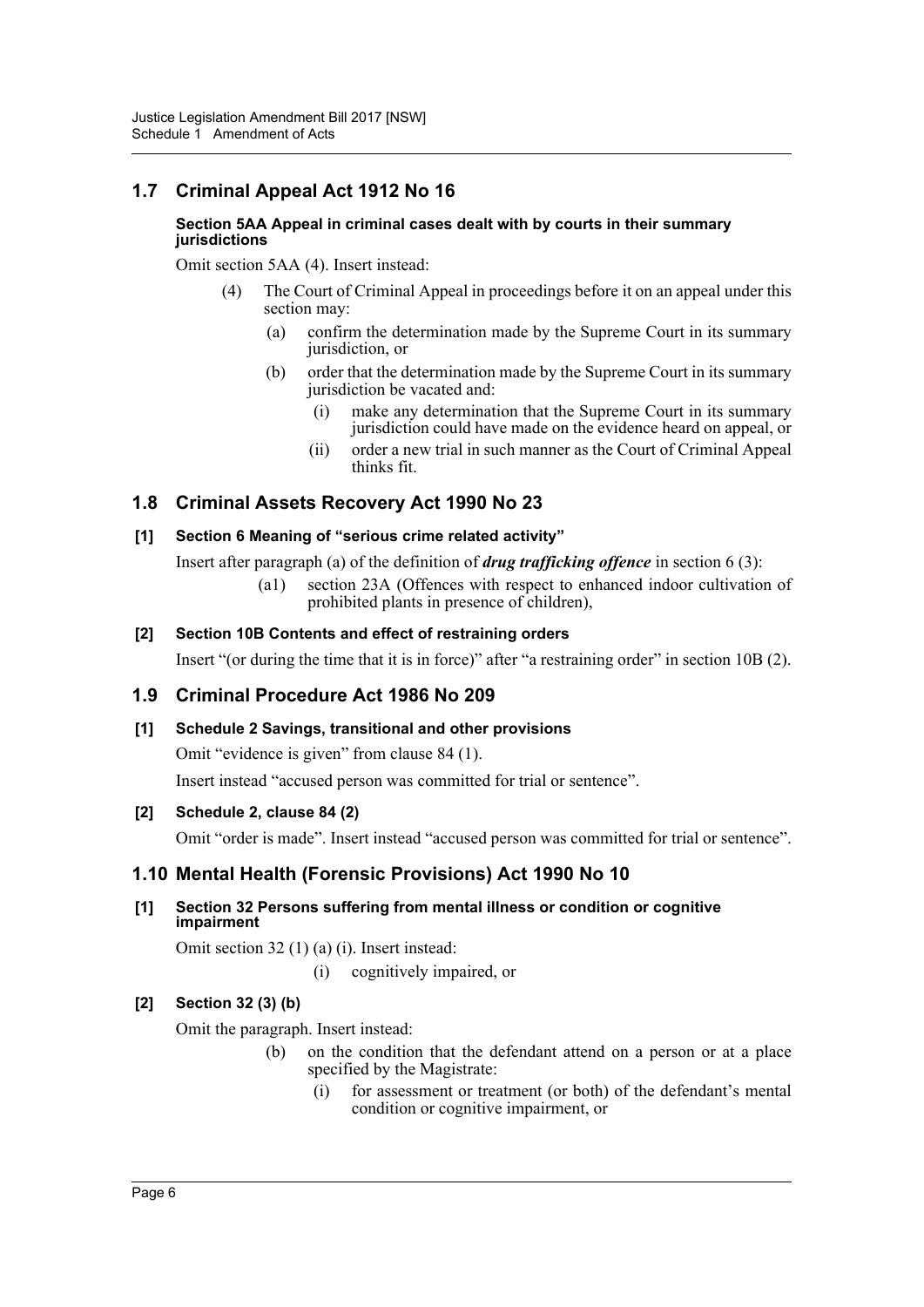## 1.7 Criminal Appeal Act 1912 No 16

**Section 5AA Appeal in criminal cases dealt with by courts in their summary jurisdictions**

Omit section 5AA (4). Insert instead:

(4) The Court of Criminal Appeal in proceedings before it on an appeal under this section may:

(a) confirm the determination made by the Supreme Court in its summary jurisdiction, or

(b) order that the determination made by the Supreme Court in its summary jurisdiction be vacated and:

(i) make any determination that the Supreme Court in its summary jurisdiction could have made on the evidence heard on appeal, or

(ii) order a new trial in such manner as the Court of Criminal Appeal thinks fit.

## 1.8 Criminal Assets Recovery Act 1990 No 23

**[1] Section 6 Meaning of "serious crime related activity"**

Insert after paragraph (a) of the definition of ***drug trafficking offence*** in section 6 (3):

(a1) section 23A (Offences with respect to enhanced indoor cultivation of prohibited plants in presence of children),

**[2] Section 10B Contents and effect of restraining orders**

Insert "(or during the time that it is in force)" after "a restraining order" in section 10B (2).

## 1.9 Criminal Procedure Act 1986 No 209

**[1] Schedule 2 Savings, transitional and other provisions**

Omit "evidence is given" from clause 84 (1).

Insert instead "accused person was committed for trial or sentence".

**[2] Schedule 2, clause 84 (2)**

Omit "order is made". Insert instead "accused person was committed for trial or sentence".

## 1.10 Mental Health (Forensic Provisions) Act 1990 No 10

**[1] Section 32 Persons suffering from mental illness or condition or cognitive impairment**

Omit section 32 (1) (a) (i). Insert instead:

(i) cognitively impaired, or

**[2] Section 32 (3) (b)**

Omit the paragraph. Insert instead:

(b) on the condition that the defendant attend on a person or at a place specified by the Magistrate:

(i) for assessment or treatment (or both) of the defendant's mental condition or cognitive impairment, or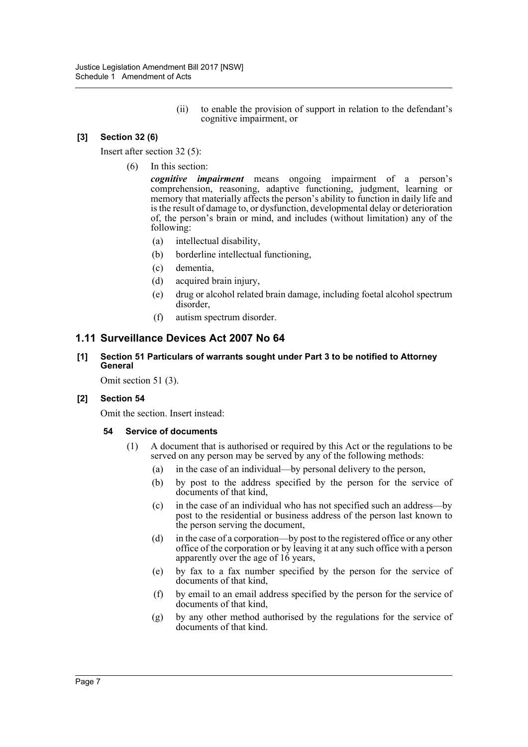(ii) to enable the provision of support in relation to the defendant's cognitive impairment, or

**[3] Section 32 (6)**

Insert after section 32 (5):

(6) In this section:

***cognitive impairment*** means ongoing impairment of a person's comprehension, reasoning, adaptive functioning, judgment, learning or memory that materially affects the person's ability to function in daily life and is the result of damage to, or dysfunction, developmental delay or deterioration of, the person's brain or mind, and includes (without limitation) any of the following:

(a) intellectual disability,

(b) borderline intellectual functioning,

(c) dementia,

(d) acquired brain injury,

(e) drug or alcohol related brain damage, including foetal alcohol spectrum disorder,

(f) autism spectrum disorder.

## 1.11 Surveillance Devices Act 2007 No 64

**[1] Section 51 Particulars of warrants sought under Part 3 to be notified to Attorney General**

Omit section 51 (3).

**[2] Section 54**

Omit the section. Insert instead:

**54 Service of documents**

(1) A document that is authorised or required by this Act or the regulations to be served on any person may be served by any of the following methods:

(a) in the case of an individual—by personal delivery to the person,

(b) by post to the address specified by the person for the service of documents of that kind,

(c) in the case of an individual who has not specified such an address—by post to the residential or business address of the person last known to the person serving the document,

(d) in the case of a corporation—by post to the registered office or any other office of the corporation or by leaving it at any such office with a person apparently over the age of 16 years,

(e) by fax to a fax number specified by the person for the service of documents of that kind,

(f) by email to an email address specified by the person for the service of documents of that kind,

(g) by any other method authorised by the regulations for the service of documents of that kind.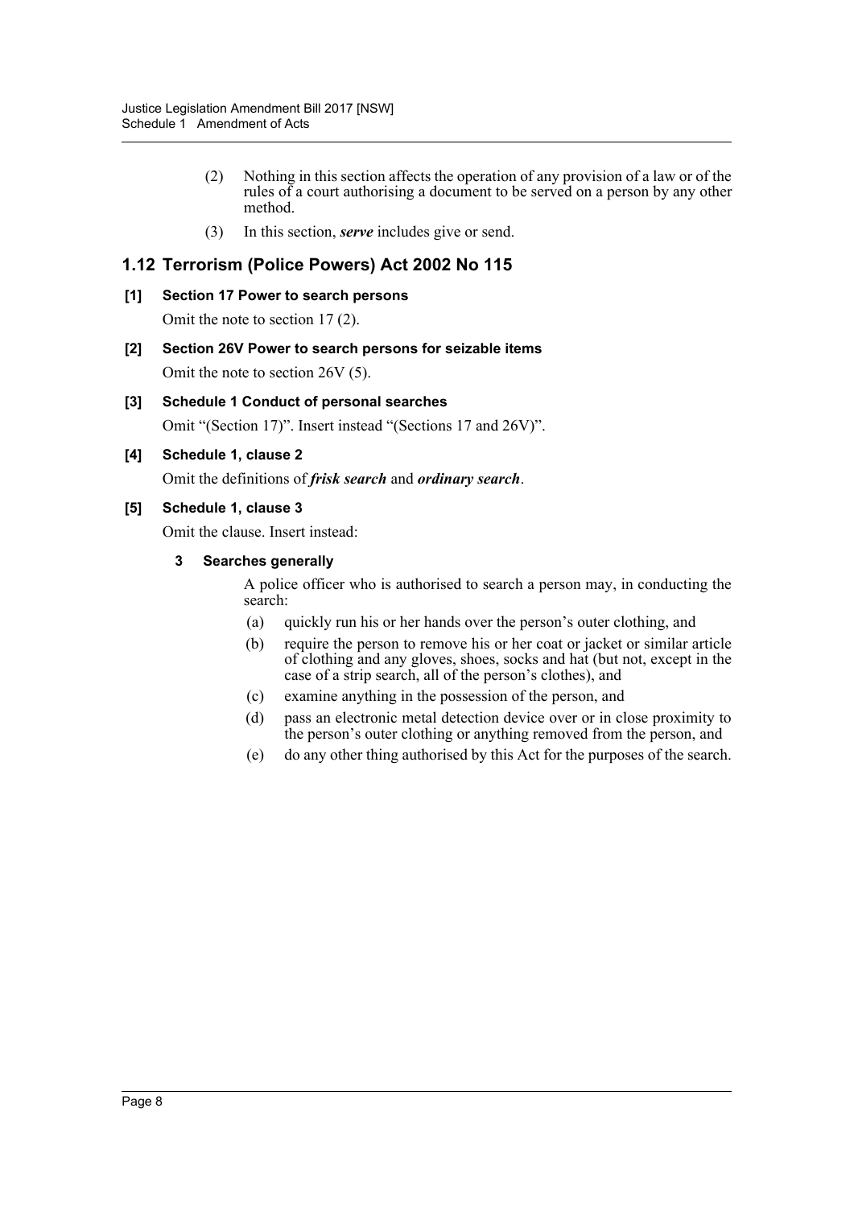(2) Nothing in this section affects the operation of any provision of a law or of the rules of a court authorising a document to be served on a person by any other method.

(3) In this section, ***serve*** includes give or send.

## 1.12 Terrorism (Police Powers) Act 2002 No 115

### [1] Section 17 Power to search persons

Omit the note to section 17 (2).

### [2] Section 26V Power to search persons for seizable items

Omit the note to section 26V (5).

### [3] Schedule 1 Conduct of personal searches

Omit "(Section 17)". Insert instead "(Sections 17 and 26V)".

### [4] Schedule 1, clause 2

Omit the definitions of ***frisk search*** and ***ordinary search***.

### [5] Schedule 1, clause 3

Omit the clause. Insert instead:

#### 3 Searches generally

A police officer who is authorised to search a person may, in conducting the search:

(a) quickly run his or her hands over the person's outer clothing, and

(b) require the person to remove his or her coat or jacket or similar article of clothing and any gloves, shoes, socks and hat (but not, except in the case of a strip search, all of the person's clothes), and

(c) examine anything in the possession of the person, and

(d) pass an electronic metal detection device over or in close proximity to the person's outer clothing or anything removed from the person, and

(e) do any other thing authorised by this Act for the purposes of the search.